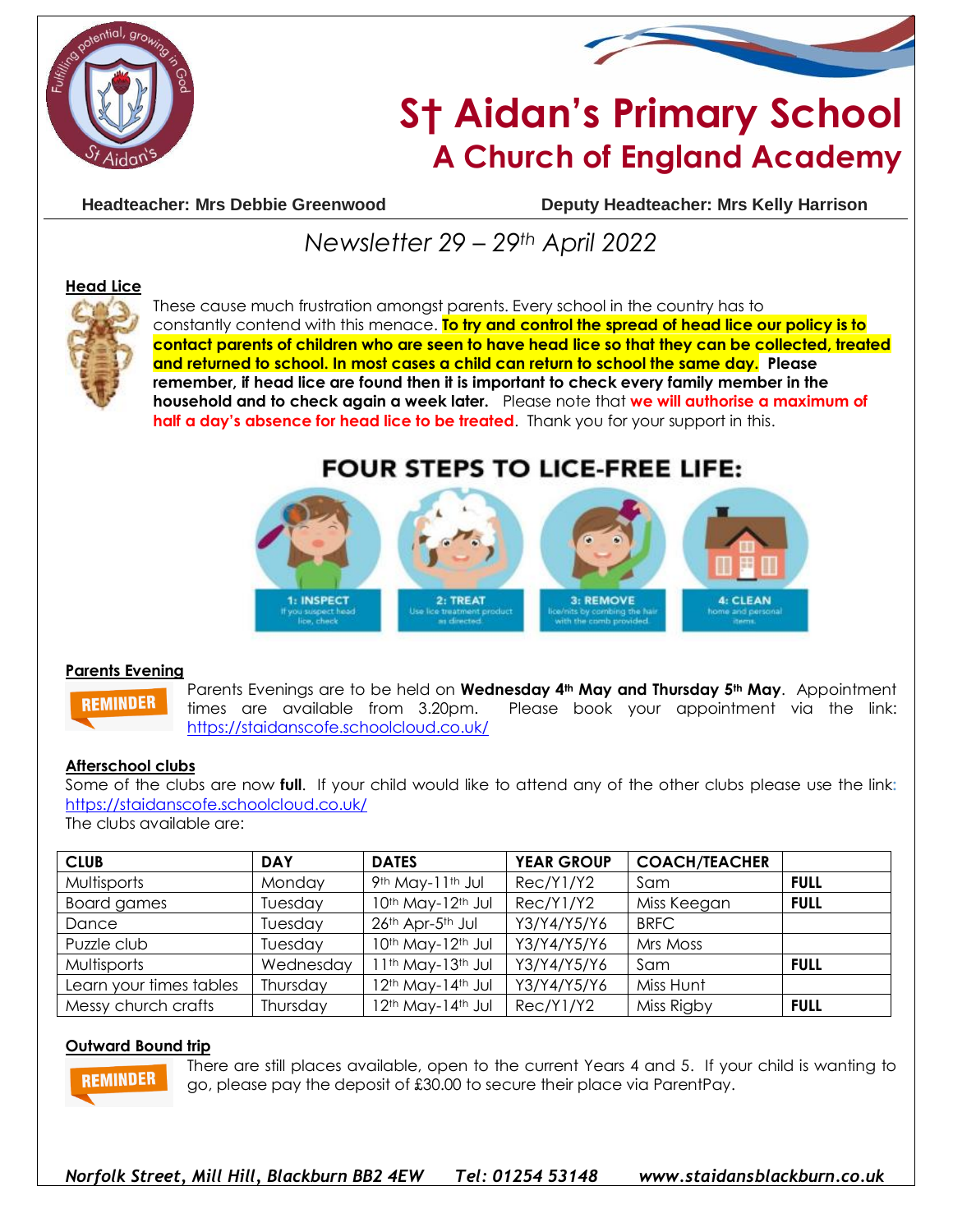# St Aidan's Primary School
## A Church of England Academy

**Headteacher: Mrs Debbie Greenwood** **Deputy Headteacher: Mrs Kelly Harrison**

*Newsletter 29 – 29th April 2022*

### Head Lice

These cause much frustration amongst parents. Every school in the country has to constantly contend with this menace. **To try and control the spread of head lice our policy is to contact parents of children who are seen to have head lice so that they can be collected, treated and returned to school. In most cases a child can return to school the same day. Please remember, if head lice are found then it is important to check every family member in the household and to check again a week later.** Please note that **we will authorise a maximum of half a day's absence for head lice to be treated**. Thank you for your support in this.

**FOUR STEPS TO LICE-FREE LIFE:**

1: INSPECT – If you suspect head lice, check

2: TREAT – Use lice treatment product as directed

3: REMOVE – lice/nits by combing the hair with the comb provided

4: CLEAN – home and personal items

### Parents Evening

REMINDER

Parents Evenings are to be held on **Wednesday 4th May and Thursday 5th May**. Appointment times are available from 3.20pm. Please book your appointment via the link: https://staidanscofe.schoolcloud.co.uk/

### Afterschool clubs

Some of the clubs are now **full**. If your child would like to attend any of the other clubs please use the link: https://staidanscofe.schoolcloud.co.uk/

The clubs available are:

| CLUB | DAY | DATES | YEAR GROUP | COACH/TEACHER | |
|---|---|---|---|---|---|
| Multisports | Monday | 9th May-11th Jul | Rec/Y1/Y2 | Sam | **FULL** |
| Board games | Tuesday | 10th May-12th Jul | Rec/Y1/Y2 | Miss Keegan | **FULL** |
| Dance | Tuesday | 26th Apr-5th Jul | Y3/Y4/Y5/Y6 | BRFC | |
| Puzzle club | Tuesday | 10th May-12th Jul | Y3/Y4/Y5/Y6 | Mrs Moss | |
| Multisports | Wednesday | 11th May-13th Jul | Y3/Y4/Y5/Y6 | Sam | **FULL** |
| Learn your times tables | Thursday | 12th May-14th Jul | Y3/Y4/Y5/Y6 | Miss Hunt | |
| Messy church crafts | Thursday | 12th May-14th Jul | Rec/Y1/Y2 | Miss Rigby | **FULL** |

### Outward Bound trip

REMINDER

There are still places available, open to the current Years 4 and 5. If your child is wanting to go, please pay the deposit of £30.00 to secure their place via ParentPay.

*Norfolk Street, Mill Hill, Blackburn BB2 4EW Tel: 01254 53148 www.staidansblackburn.co.uk*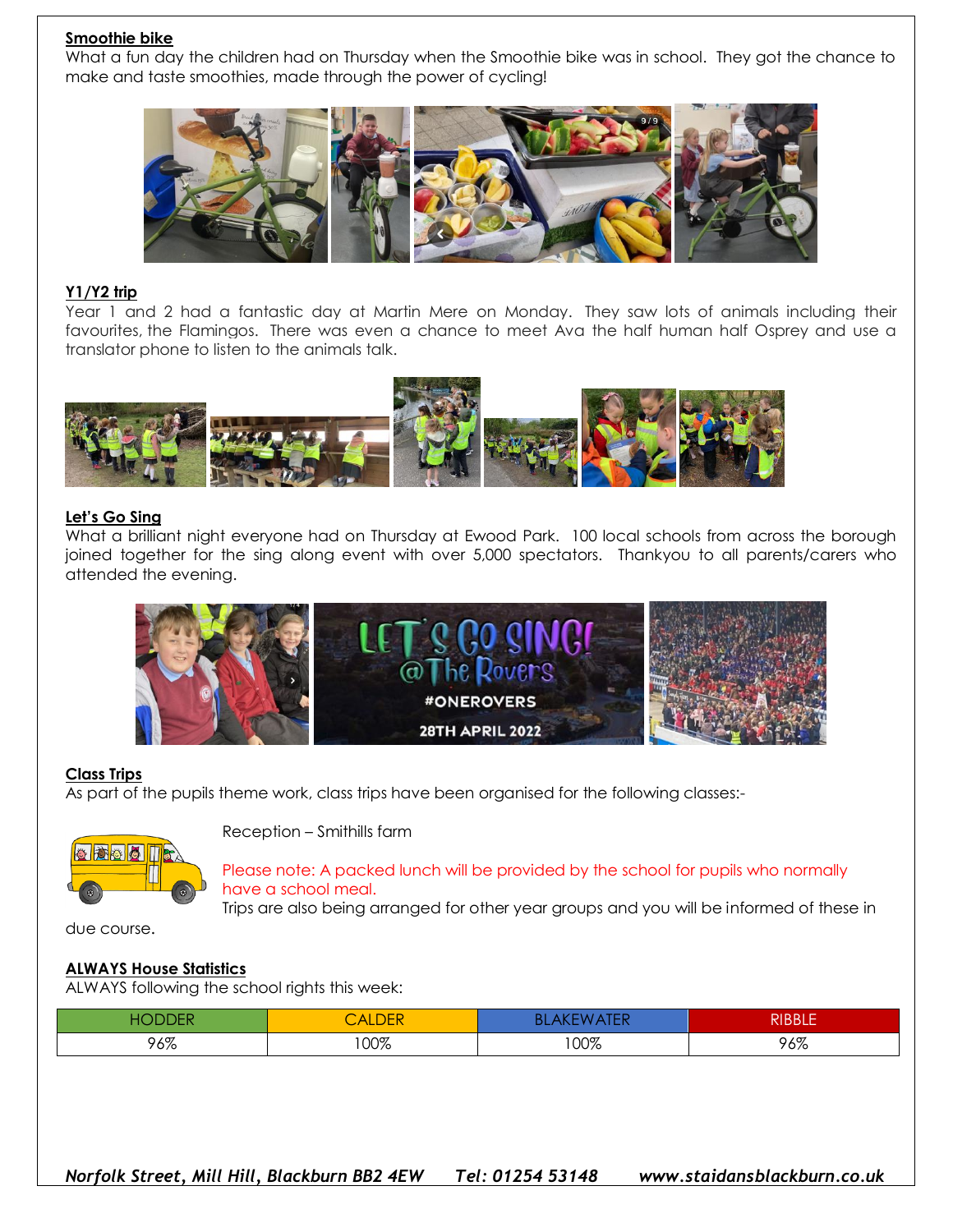**Smoothie bike**

What a fun day the children had on Thursday when the Smoothie bike was in school. They got the chance to make and taste smoothies, made through the power of cycling!

**Y1/Y2 trip**

Year 1 and 2 had a fantastic day at Martin Mere on Monday. They saw lots of animals including their favourites, the Flamingos. There was even a chance to meet Ava the half human half Osprey and use a translator phone to listen to the animals talk.

**Let's Go Sing**

What a brilliant night everyone had on Thursday at Ewood Park. 100 local schools from across the borough joined together for the sing along event with over 5,000 spectators. Thankyou to all parents/carers who attended the evening.

**Class Trips**

As part of the pupils theme work, class trips have been organised for the following classes:-

Reception – Smithills farm

Please note: A packed lunch will be provided by the school for pupils who normally have a school meal.

Trips are also being arranged for other year groups and you will be informed of these in due course.

**ALWAYS House Statistics**

ALWAYS following the school rights this week:

| HODDER | CALDER | BLAKEWATER | RIBBLE |
| --- | --- | --- | --- |
| 96% | 100% | 100% | 96% |

*Norfolk Street, Mill Hill, Blackburn BB2 4EW     Tel: 01254 53148     www.staidansblackburn.co.uk*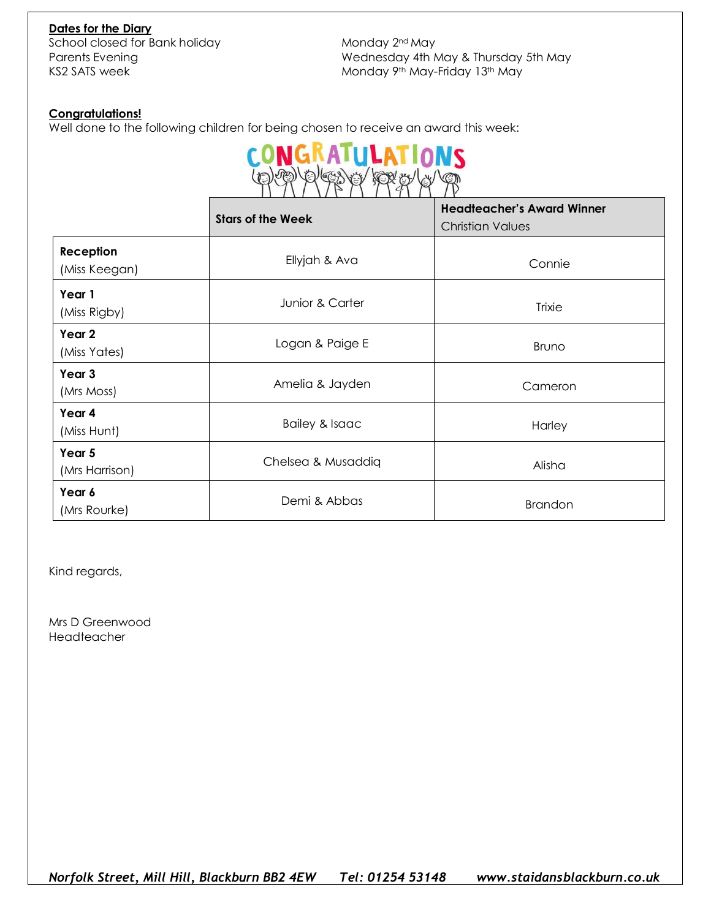**Dates for the Diary**

| | |
|---|---|
| School closed for Bank holiday | Monday 2nd May |
| Parents Evening | Wednesday 4th May & Thursday 5th May |
| KS2 SATS week | Monday 9th May-Friday 13th May |

**Congratulations!**

Well done to the following children for being chosen to receive an award this week:

CONGRATULATIONS

| | Stars of the Week | Headteacher's Award Winner Christian Values |
|---|---|---|
| **Reception** (Miss Keegan) | Ellyjah & Ava | Connie |
| **Year 1** (Miss Rigby) | Junior & Carter | Trixie |
| **Year 2** (Miss Yates) | Logan & Paige E | Bruno |
| **Year 3** (Mrs Moss) | Amelia & Jayden | Cameron |
| **Year 4** (Miss Hunt) | Bailey & Isaac | Harley |
| **Year 5** (Mrs Harrison) | Chelsea & Musaddiq | Alisha |
| **Year 6** (Mrs Rourke) | Demi & Abbas | Brandon |

Kind regards,

Mrs D Greenwood
Headteacher

*Norfolk Street, Mill Hill, Blackburn BB2 4EW Tel: 01254 53148 www.staidansblackburn.co.uk*